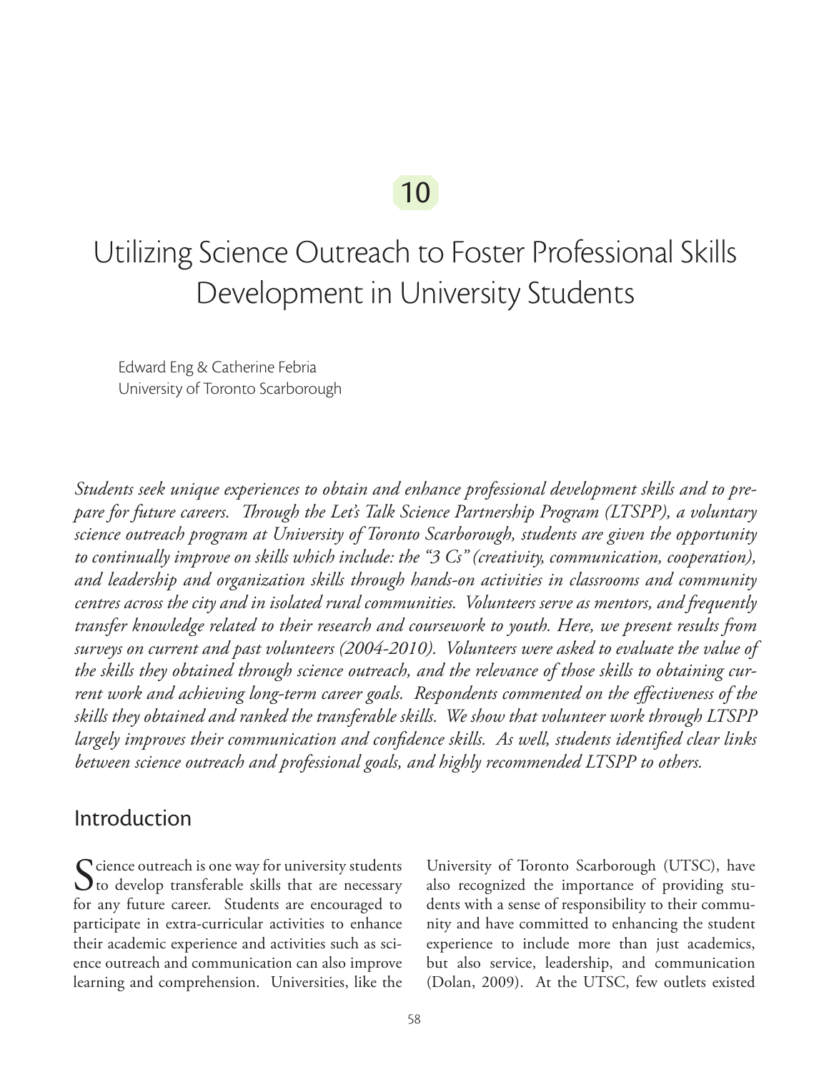10

# Utilizing Science Outreach to Foster Professional Skills Development in University Students

Edward Eng & Catherine Febria
University of Toronto Scarborough

*Students seek unique experiences to obtain and enhance professional development skills and to prepare for future careers. Through the Let's Talk Science Partnership Program (LTSPP), a voluntary science outreach program at University of Toronto Scarborough, students are given the opportunity to continually improve on skills which include: the "3 Cs" (creativity, communication, cooperation), and leadership and organization skills through hands-on activities in classrooms and community centres across the city and in isolated rural communities. Volunteers serve as mentors, and frequently transfer knowledge related to their research and coursework to youth. Here, we present results from surveys on current and past volunteers (2004-2010). Volunteers were asked to evaluate the value of the skills they obtained through science outreach, and the relevance of those skills to obtaining current work and achieving long-term career goals. Respondents commented on the effectiveness of the skills they obtained and ranked the transferable skills. We show that volunteer work through LTSPP largely improves their communication and confidence skills. As well, students identified clear links between science outreach and professional goals, and highly recommended LTSPP to others.*

## Introduction

Science outreach is one way for university students to develop transferable skills that are necessary for any future career. Students are encouraged to participate in extra-curricular activities to enhance their academic experience and activities such as science outreach and communication can also improve learning and comprehension. Universities, like the University of Toronto Scarborough (UTSC), have also recognized the importance of providing students with a sense of responsibility to their community and have committed to enhancing the student experience to include more than just academics, but also service, leadership, and communication (Dolan, 2009). At the UTSC, few outlets existed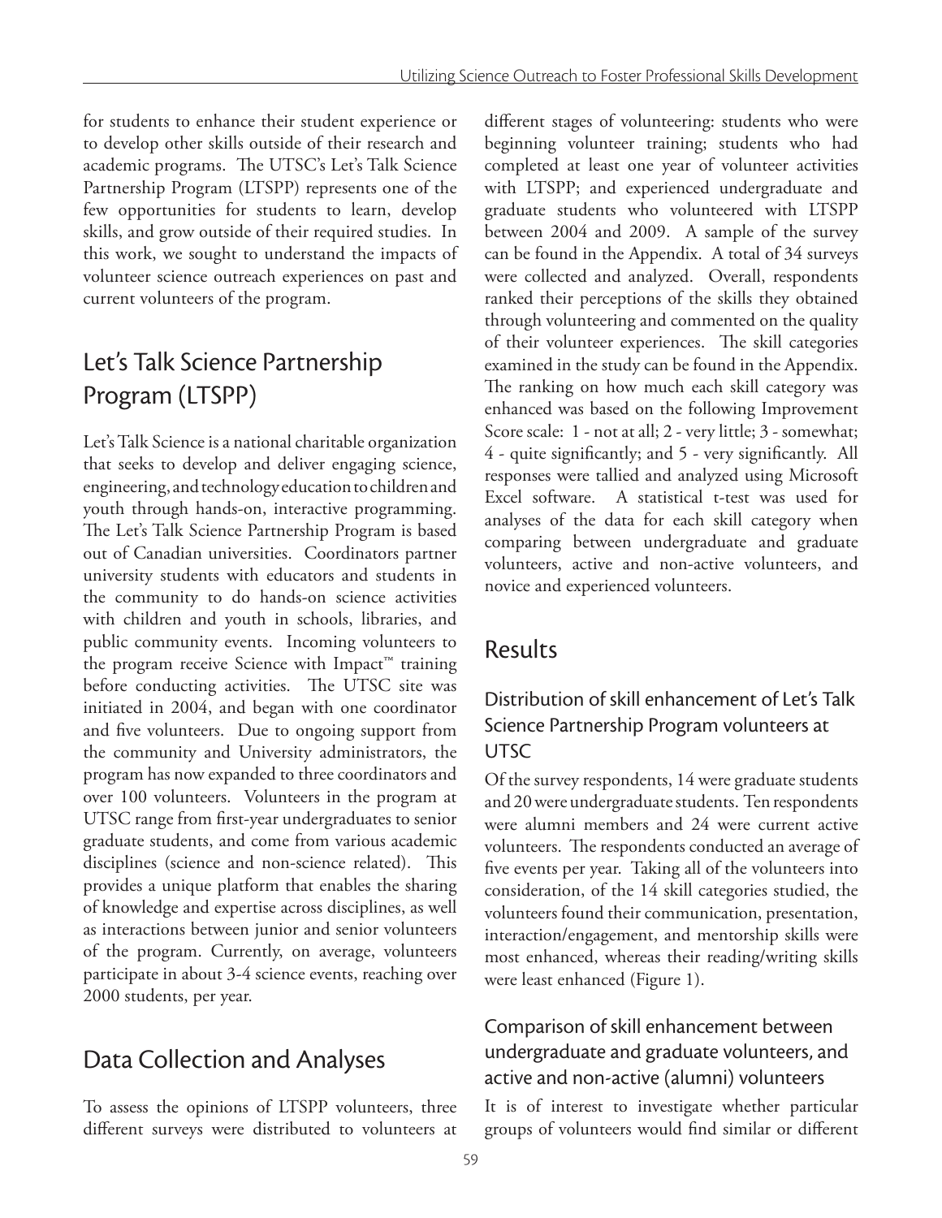for students to enhance their student experience or to develop other skills outside of their research and academic programs. The UTSC's Let's Talk Science Partnership Program (LTSPP) represents one of the few opportunities for students to learn, develop skills, and grow outside of their required studies. In this work, we sought to understand the impacts of volunteer science outreach experiences on past and current volunteers of the program.

## Let's Talk Science Partnership Program (LTSPP)

Let's Talk Science is a national charitable organization that seeks to develop and deliver engaging science, engineering, and technology education to children and youth through hands-on, interactive programming. The Let's Talk Science Partnership Program is based out of Canadian universities. Coordinators partner university students with educators and students in the community to do hands-on science activities with children and youth in schools, libraries, and public community events. Incoming volunteers to the program receive Science with Impact™ training before conducting activities. The UTSC site was initiated in 2004, and began with one coordinator and five volunteers. Due to ongoing support from the community and University administrators, the program has now expanded to three coordinators and over 100 volunteers. Volunteers in the program at UTSC range from first-year undergraduates to senior graduate students, and come from various academic disciplines (science and non-science related). This provides a unique platform that enables the sharing of knowledge and expertise across disciplines, as well as interactions between junior and senior volunteers of the program. Currently, on average, volunteers participate in about 3-4 science events, reaching over 2000 students, per year.

## Data Collection and Analyses

To assess the opinions of LTSPP volunteers, three different surveys were distributed to volunteers at different stages of volunteering: students who were beginning volunteer training; students who had completed at least one year of volunteer activities with LTSPP; and experienced undergraduate and graduate students who volunteered with LTSPP between 2004 and 2009. A sample of the survey can be found in the Appendix. A total of 34 surveys were collected and analyzed. Overall, respondents ranked their perceptions of the skills they obtained through volunteering and commented on the quality of their volunteer experiences. The skill categories examined in the study can be found in the Appendix. The ranking on how much each skill category was enhanced was based on the following Improvement Score scale: 1 - not at all; 2 - very little; 3 - somewhat; 4 - quite significantly; and 5 - very significantly. All responses were tallied and analyzed using Microsoft Excel software. A statistical t-test was used for analyses of the data for each skill category when comparing between undergraduate and graduate volunteers, active and non-active volunteers, and novice and experienced volunteers.

## Results

### Distribution of skill enhancement of Let's Talk Science Partnership Program volunteers at UTSC

Of the survey respondents, 14 were graduate students and 20 were undergraduate students. Ten respondents were alumni members and 24 were current active volunteers. The respondents conducted an average of five events per year. Taking all of the volunteers into consideration, of the 14 skill categories studied, the volunteers found their communication, presentation, interaction/engagement, and mentorship skills were most enhanced, whereas their reading/writing skills were least enhanced (Figure 1).

### Comparison of skill enhancement between undergraduate and graduate volunteers, and active and non-active (alumni) volunteers

It is of interest to investigate whether particular groups of volunteers would find similar or different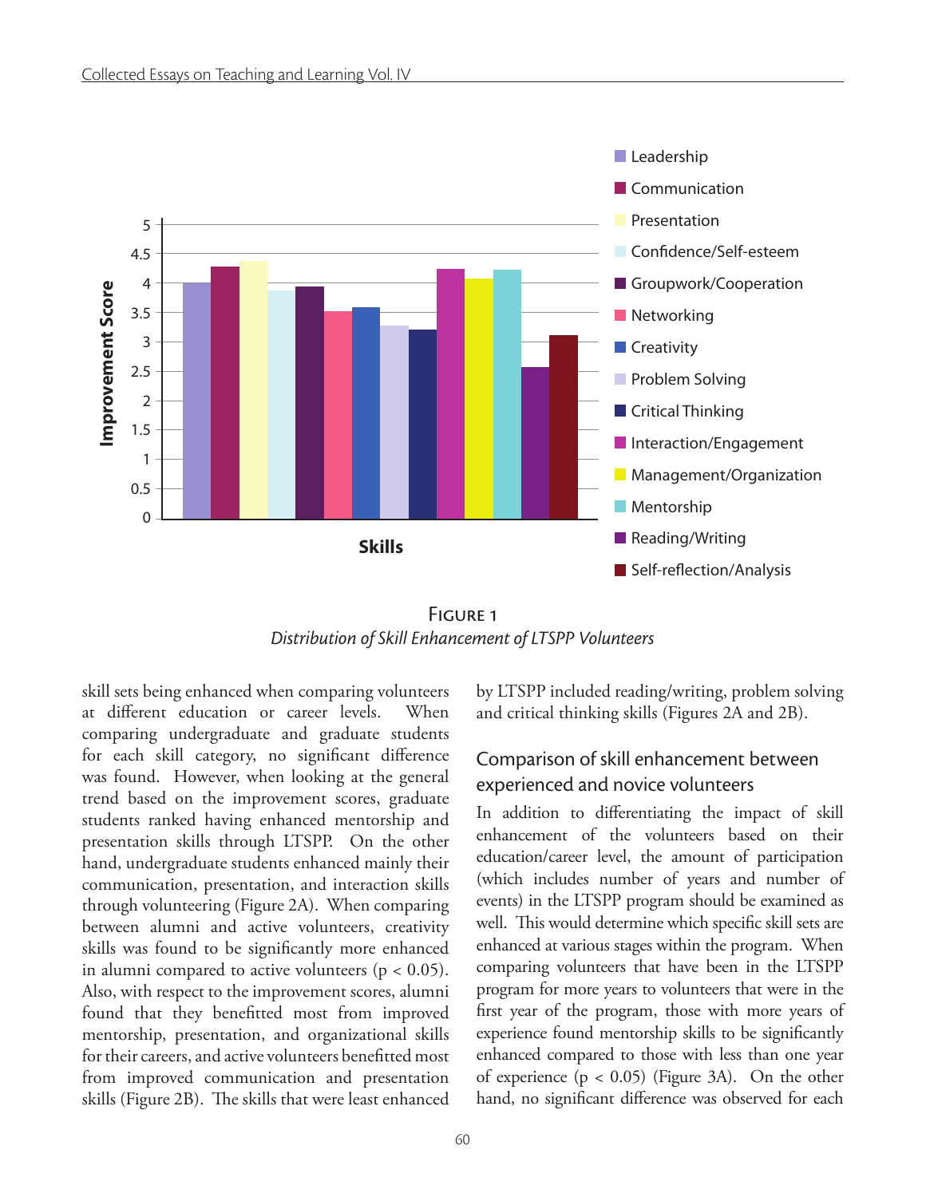Figure 1

*Distribution of Skill Enhancement of LTSPP Volunteers*

skill sets being enhanced when comparing volunteers at different education or career levels. When comparing undergraduate and graduate students for each skill category, no significant difference was found. However, when looking at the general trend based on the improvement scores, graduate students ranked having enhanced mentorship and presentation skills through LTSPP. On the other hand, undergraduate students enhanced mainly their communication, presentation, and interaction skills through volunteering (Figure 2A). When comparing between alumni and active volunteers, creativity skills was found to be significantly more enhanced in alumni compared to active volunteers ($p < 0.05$). Also, with respect to the improvement scores, alumni found that they benefitted most from improved mentorship, presentation, and organizational skills for their careers, and active volunteers benefitted most from improved communication and presentation skills (Figure 2B). The skills that were least enhanced by LTSPP included reading/writing, problem solving and critical thinking skills (Figures 2A and 2B).

## Comparison of skill enhancement between experienced and novice volunteers

In addition to differentiating the impact of skill enhancement of the volunteers based on their education/career level, the amount of participation (which includes number of years and number of events) in the LTSPP program should be examined as well. This would determine which specific skill sets are enhanced at various stages within the program. When comparing volunteers that have been in the LTSPP program for more years to volunteers that were in the first year of the program, those with more years of experience found mentorship skills to be significantly enhanced compared to those with less than one year of experience ($p < 0.05$) (Figure 3A). On the other hand, no significant difference was observed for each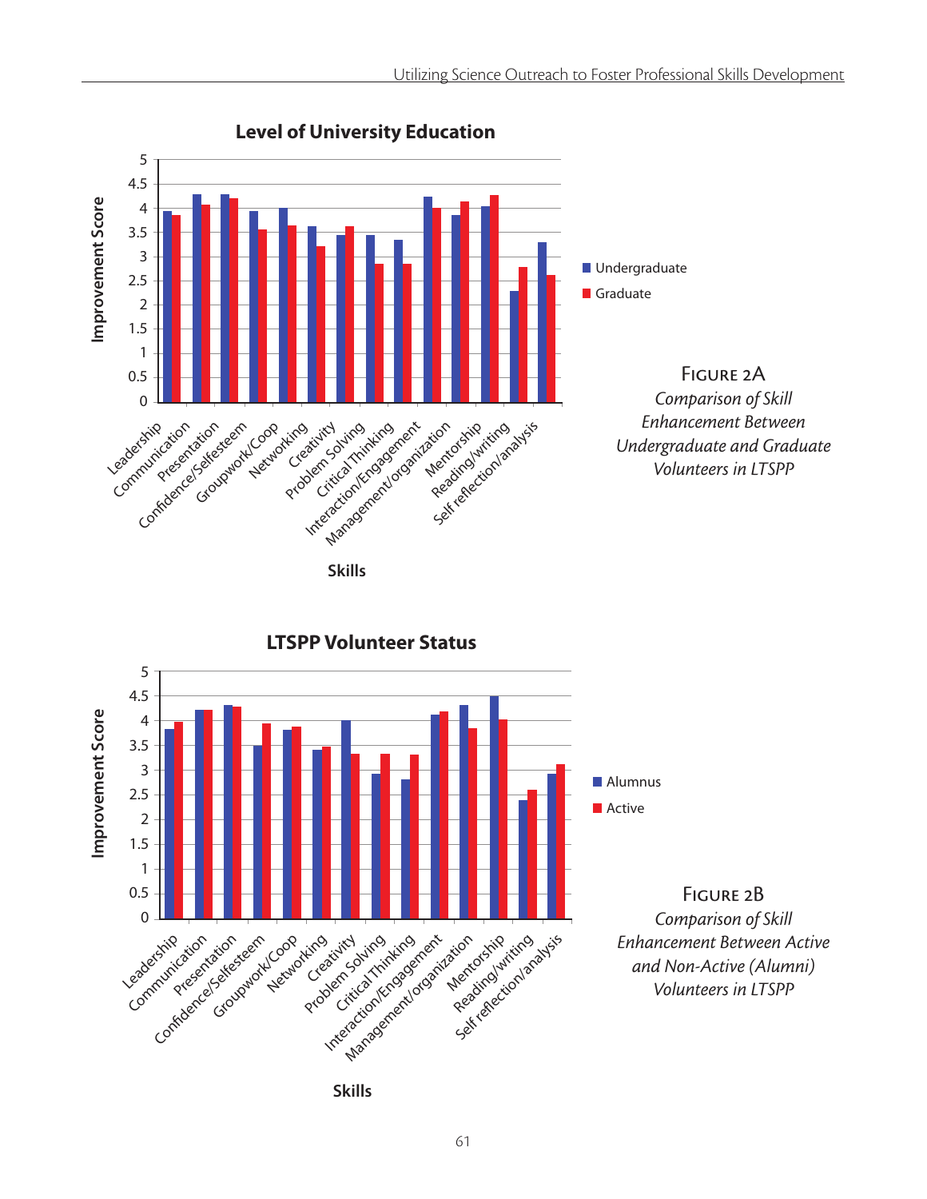**Level of University Education**

Improvement Score (0–5) by Skills: Leadership, Communication, Presentation, Confidence/Selfesteem, Groupwork/Coop, Networking, Creativity, Problem Solving, Critical Thinking, Interaction/Engagement, Management/organization, Mentorship, Reading/writing, Self reflection/analysis

Legend: Undergraduate, Graduate

FIGURE 2A
*Comparison of Skill Enhancement Between Undergraduate and Graduate Volunteers in LTSPP*

**LTSPP Volunteer Status**

Improvement Score (0–5) by Skills: Leadership, Communication, Presentation, Confidence/Selfesteem, Groupwork/Coop, Networking, Creativity, Problem Solving, Critical Thinking, Interaction/Engagement, Management/organization, Mentorship, Reading/writing, Self reflection/analysis

Legend: Alumnus, Active

FIGURE 2B
*Comparison of Skill Enhancement Between Active and Non-Active (Alumni) Volunteers in LTSPP*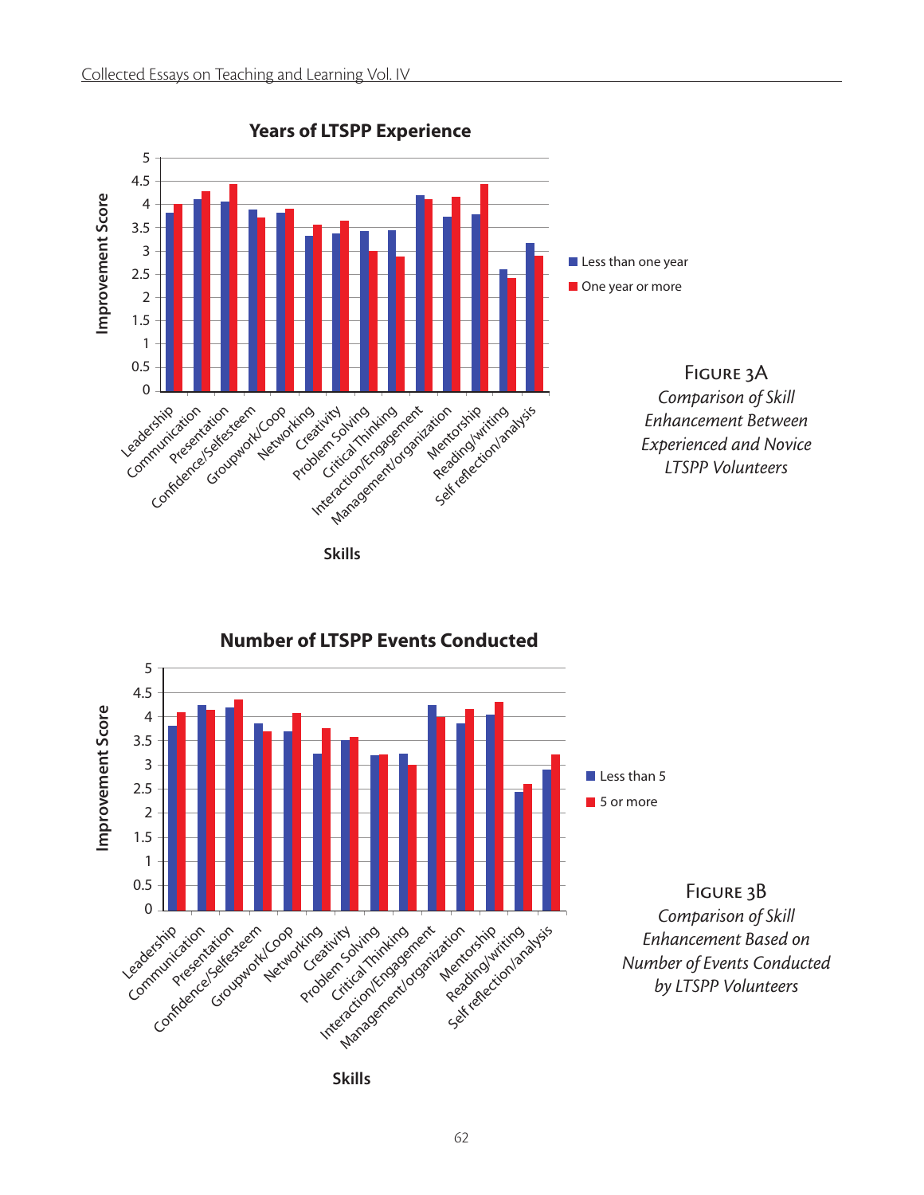**Years of LTSPP Experience**

Improvement Score

Skills: Leadership, Communication, Presentation, Confidence/Selfesteem, Groupwork/Coop, Networking, Creativity, Problem Solving, Critical Thinking, Interaction/Engagement, Management/organization, Mentorship, Reading/writing, Self reflection/analysis

Less than one year

One year or more

Figure 3A
*Comparison of Skill Enhancement Between Experienced and Novice LTSPP Volunteers*

**Number of LTSPP Events Conducted**

Improvement Score

Skills: Leadership, Communication, Presentation, Confidence/Selfesteem, Groupwork/Coop, Networking, Creativity, Problem Solving, Critical Thinking, Interaction/Engagement, Management/organization, Mentorship, Reading/writing, Self reflection/analysis

Less than 5

5 or more

Figure 3B
*Comparison of Skill Enhancement Based on Number of Events Conducted by LTSPP Volunteers*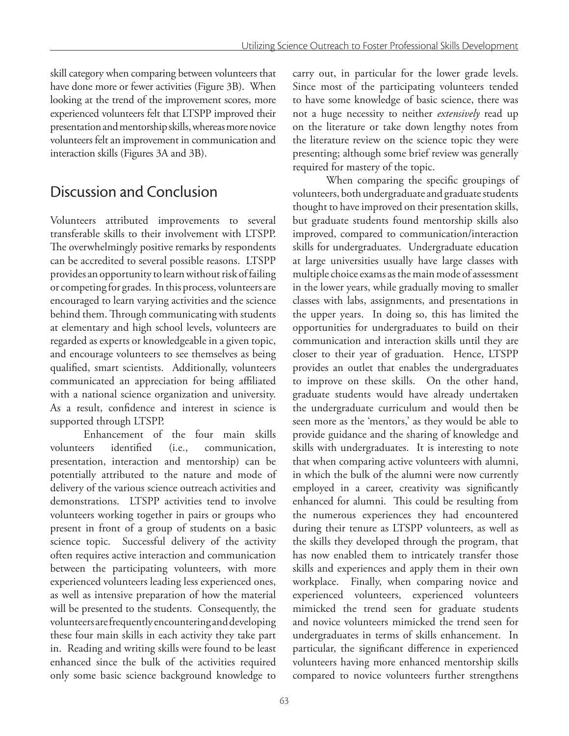skill category when comparing between volunteers that have done more or fewer activities (Figure 3B). When looking at the trend of the improvement scores, more experienced volunteers felt that LTSPP improved their presentation and mentorship skills, whereas more novice volunteers felt an improvement in communication and interaction skills (Figures 3A and 3B).

## Discussion and Conclusion

Volunteers attributed improvements to several transferable skills to their involvement with LTSPP. The overwhelmingly positive remarks by respondents can be accredited to several possible reasons. LTSPP provides an opportunity to learn without risk of failing or competing for grades. In this process, volunteers are encouraged to learn varying activities and the science behind them. Through communicating with students at elementary and high school levels, volunteers are regarded as experts or knowledgeable in a given topic, and encourage volunteers to see themselves as being qualified, smart scientists. Additionally, volunteers communicated an appreciation for being affiliated with a national science organization and university. As a result, confidence and interest in science is supported through LTSPP.

Enhancement of the four main skills volunteers identified (i.e., communication, presentation, interaction and mentorship) can be potentially attributed to the nature and mode of delivery of the various science outreach activities and demonstrations. LTSPP activities tend to involve volunteers working together in pairs or groups who present in front of a group of students on a basic science topic. Successful delivery of the activity often requires active interaction and communication between the participating volunteers, with more experienced volunteers leading less experienced ones, as well as intensive preparation of how the material will be presented to the students. Consequently, the volunteers are frequently encountering and developing these four main skills in each activity they take part in. Reading and writing skills were found to be least enhanced since the bulk of the activities required only some basic science background knowledge to carry out, in particular for the lower grade levels. Since most of the participating volunteers tended to have some knowledge of basic science, there was not a huge necessity to neither *extensively* read up on the literature or take down lengthy notes from the literature review on the science topic they were presenting; although some brief review was generally required for mastery of the topic.

When comparing the specific groupings of volunteers, both undergraduate and graduate students thought to have improved on their presentation skills, but graduate students found mentorship skills also improved, compared to communication/interaction skills for undergraduates. Undergraduate education at large universities usually have large classes with multiple choice exams as the main mode of assessment in the lower years, while gradually moving to smaller classes with labs, assignments, and presentations in the upper years. In doing so, this has limited the opportunities for undergraduates to build on their communication and interaction skills until they are closer to their year of graduation. Hence, LTSPP provides an outlet that enables the undergraduates to improve on these skills. On the other hand, graduate students would have already undertaken the undergraduate curriculum and would then be seen more as the 'mentors,' as they would be able to provide guidance and the sharing of knowledge and skills with undergraduates. It is interesting to note that when comparing active volunteers with alumni, in which the bulk of the alumni were now currently employed in a career, creativity was significantly enhanced for alumni. This could be resulting from the numerous experiences they had encountered during their tenure as LTSPP volunteers, as well as the skills they developed through the program, that has now enabled them to intricately transfer those skills and experiences and apply them in their own workplace. Finally, when comparing novice and experienced volunteers, experienced volunteers mimicked the trend seen for graduate students and novice volunteers mimicked the trend seen for undergraduates in terms of skills enhancement. In particular, the significant difference in experienced volunteers having more enhanced mentorship skills compared to novice volunteers further strengthens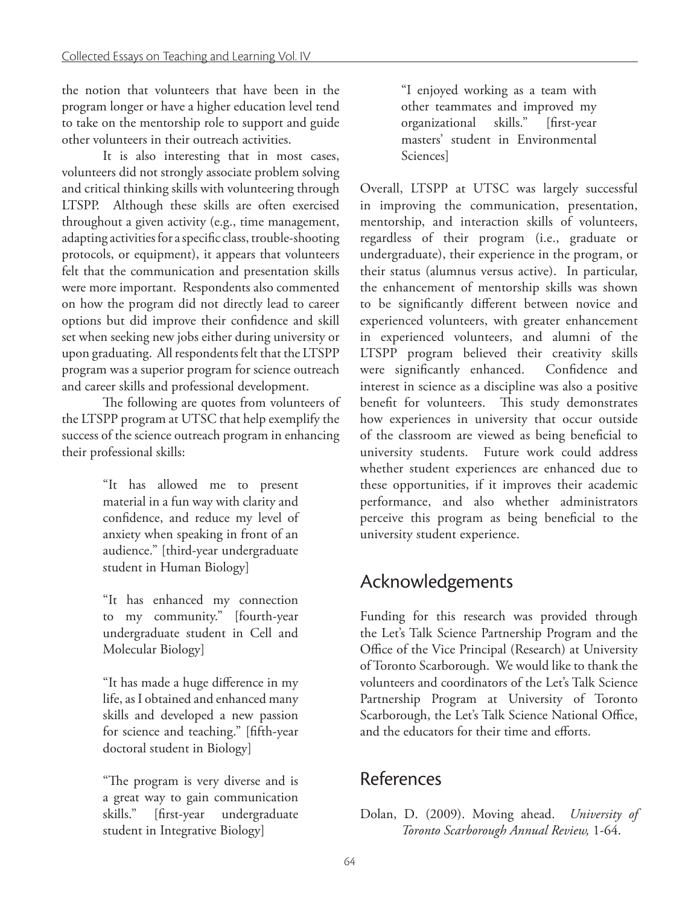the notion that volunteers that have been in the program longer or have a higher education level tend to take on the mentorship role to support and guide other volunteers in their outreach activities.

It is also interesting that in most cases, volunteers did not strongly associate problem solving and critical thinking skills with volunteering through LTSPP. Although these skills are often exercised throughout a given activity (e.g., time management, adapting activities for a specific class, trouble-shooting protocols, or equipment), it appears that volunteers felt that the communication and presentation skills were more important. Respondents also commented on how the program did not directly lead to career options but did improve their confidence and skill set when seeking new jobs either during university or upon graduating. All respondents felt that the LTSPP program was a superior program for science outreach and career skills and professional development.

The following are quotes from volunteers of the LTSPP program at UTSC that help exemplify the success of the science outreach program in enhancing their professional skills:

> "It has allowed me to present material in a fun way with clarity and confidence, and reduce my level of anxiety when speaking in front of an audience." [third-year undergraduate student in Human Biology]

> "It has enhanced my connection to my community." [fourth-year undergraduate student in Cell and Molecular Biology]

> "It has made a huge difference in my life, as I obtained and enhanced many skills and developed a new passion for science and teaching." [fifth-year doctoral student in Biology]

> "The program is very diverse and is a great way to gain communication skills." [first-year undergraduate student in Integrative Biology]

> "I enjoyed working as a team with other teammates and improved my organizational skills." [first-year masters' student in Environmental Sciences]

Overall, LTSPP at UTSC was largely successful in improving the communication, presentation, mentorship, and interaction skills of volunteers, regardless of their program (i.e., graduate or undergraduate), their experience in the program, or their status (alumnus versus active). In particular, the enhancement of mentorship skills was shown to be significantly different between novice and experienced volunteers, with greater enhancement in experienced volunteers, and alumni of the LTSPP program believed their creativity skills were significantly enhanced. Confidence and interest in science as a discipline was also a positive benefit for volunteers. This study demonstrates how experiences in university that occur outside of the classroom are viewed as being beneficial to university students. Future work could address whether student experiences are enhanced due to these opportunities, if it improves their academic performance, and also whether administrators perceive this program as being beneficial to the university student experience.

## Acknowledgements

Funding for this research was provided through the Let's Talk Science Partnership Program and the Office of the Vice Principal (Research) at University of Toronto Scarborough. We would like to thank the volunteers and coordinators of the Let's Talk Science Partnership Program at University of Toronto Scarborough, the Let's Talk Science National Office, and the educators for their time and efforts.

## References

Dolan, D. (2009). Moving ahead. *University of Toronto Scarborough Annual Review,* 1-64.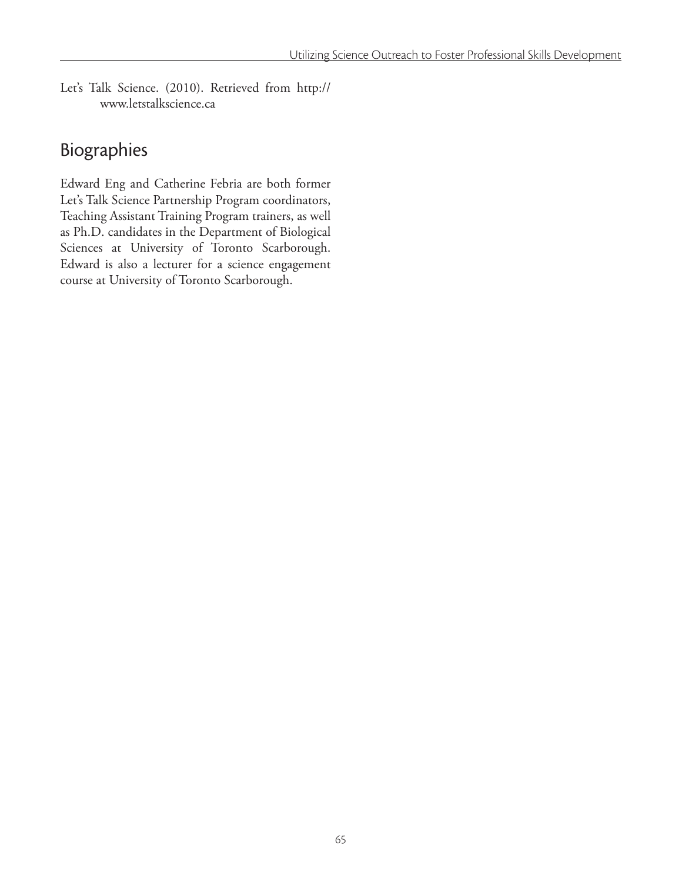Let's Talk Science. (2010). Retrieved from http://www.letstalkscience.ca

## Biographies

Edward Eng and Catherine Febria are both former Let's Talk Science Partnership Program coordinators, Teaching Assistant Training Program trainers, as well as Ph.D. candidates in the Department of Biological Sciences at University of Toronto Scarborough. Edward is also a lecturer for a science engagement course at University of Toronto Scarborough.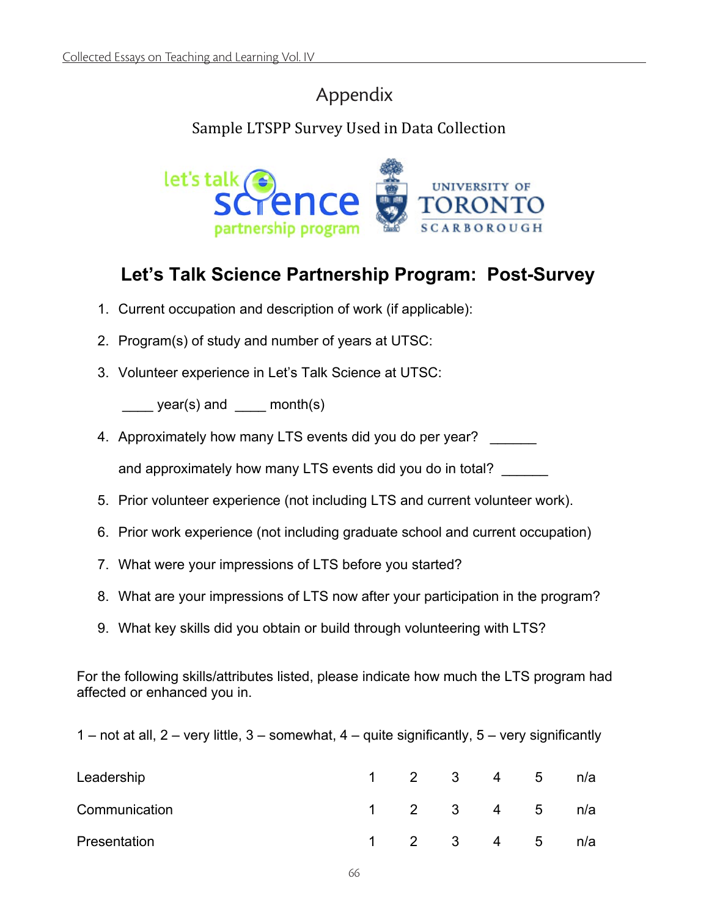# Appendix

## Sample LTSPP Survey Used in Data Collection

## Let's Talk Science Partnership Program: Post-Survey

1. Current occupation and description of work (if applicable):
2. Program(s) of study and number of years at UTSC:
3. Volunteer experience in Let's Talk Science at UTSC:

   ____ year(s) and ____ month(s)

4. Approximately how many LTS events did you do per year? ______

   and approximately how many LTS events did you do in total? ______

5. Prior volunteer experience (not including LTS and current volunteer work).
6. Prior work experience (not including graduate school and current occupation)
7. What were your impressions of LTS before you started?
8. What are your impressions of LTS now after your participation in the program?
9. What key skills did you obtain or build through volunteering with LTS?

For the following skills/attributes listed, please indicate how much the LTS program had affected or enhanced you in.

1 – not at all, 2 – very little, 3 – somewhat, 4 – quite significantly, 5 – very significantly

| | | | | | | |
|---|---|---|---|---|---|---|
| Leadership | 1 | 2 | 3 | 4 | 5 | n/a |
| Communication | 1 | 2 | 3 | 4 | 5 | n/a |
| Presentation | 1 | 2 | 3 | 4 | 5 | n/a |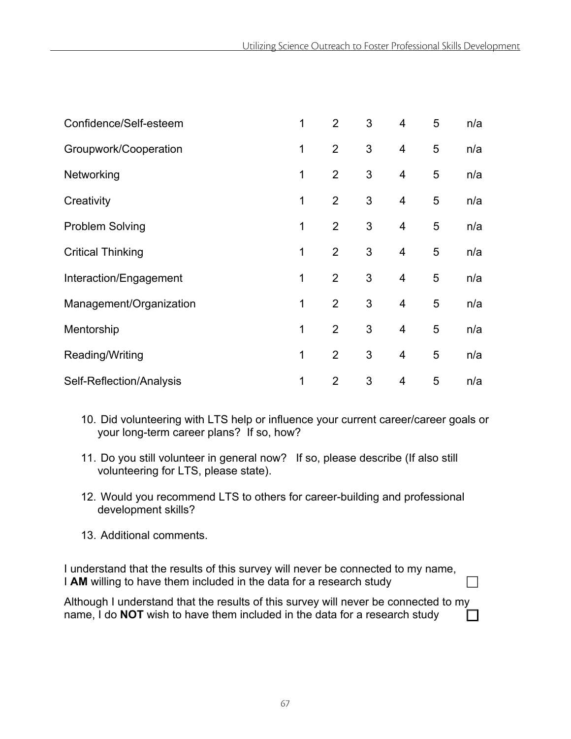| | | | | | | |
|---|---|---|---|---|---|---|
| Confidence/Self-esteem | 1 | 2 | 3 | 4 | 5 | n/a |
| Groupwork/Cooperation | 1 | 2 | 3 | 4 | 5 | n/a |
| Networking | 1 | 2 | 3 | 4 | 5 | n/a |
| Creativity | 1 | 2 | 3 | 4 | 5 | n/a |
| Problem Solving | 1 | 2 | 3 | 4 | 5 | n/a |
| Critical Thinking | 1 | 2 | 3 | 4 | 5 | n/a |
| Interaction/Engagement | 1 | 2 | 3 | 4 | 5 | n/a |
| Management/Organization | 1 | 2 | 3 | 4 | 5 | n/a |
| Mentorship | 1 | 2 | 3 | 4 | 5 | n/a |
| Reading/Writing | 1 | 2 | 3 | 4 | 5 | n/a |
| Self-Reflection/Analysis | 1 | 2 | 3 | 4 | 5 | n/a |

10. Did volunteering with LTS help or influence your current career/career goals or your long-term career plans? If so, how?

11. Do you still volunteer in general now? If so, please describe (If also still volunteering for LTS, please state).

12. Would you recommend LTS to others for career-building and professional development skills?

13. Additional comments.

I understand that the results of this survey will never be connected to my name, I **AM** willing to have them included in the data for a research study ☐

Although I understand that the results of this survey will never be connected to my name, I do **NOT** wish to have them included in the data for a research study ☐